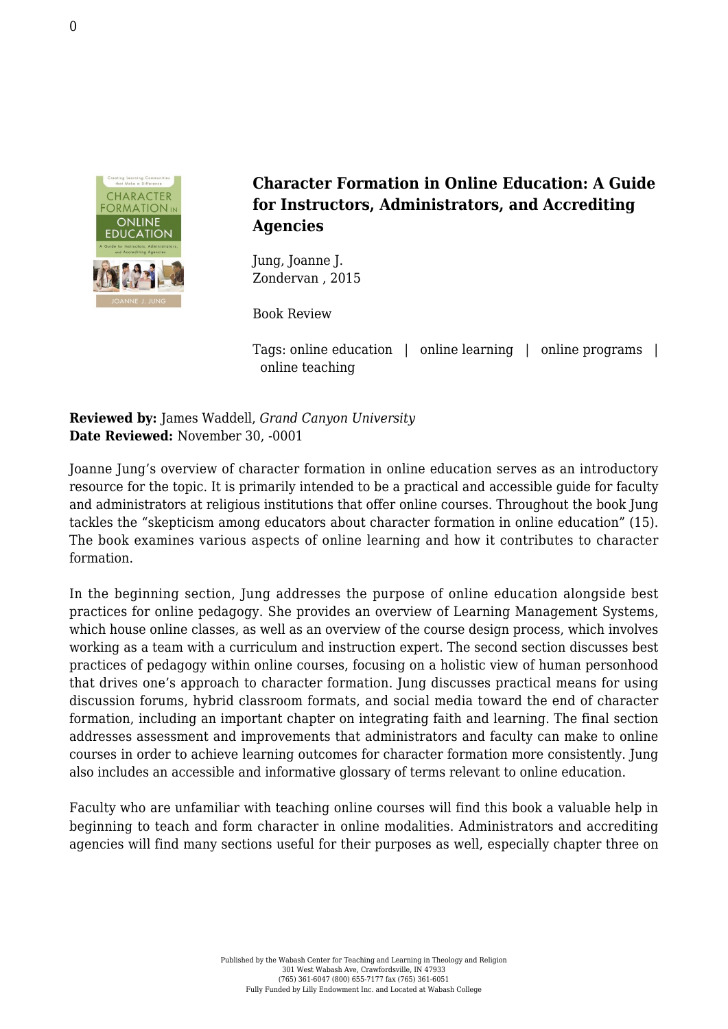## Character Formation in Online Education: A Guide for Instructors, Administrators, and Accrediting Agencies

Jung, Joanne J.
Zondervan , 2015

Book Review

Tags: online education | online learning | online programs | online teaching

**Reviewed by:** James Waddell, *Grand Canyon University*
**Date Reviewed:** November 30, -0001

Joanne Jung's overview of character formation in online education serves as an introductory resource for the topic. It is primarily intended to be a practical and accessible guide for faculty and administrators at religious institutions that offer online courses. Throughout the book Jung tackles the "skepticism among educators about character formation in online education" (15). The book examines various aspects of online learning and how it contributes to character formation.

In the beginning section, Jung addresses the purpose of online education alongside best practices for online pedagogy. She provides an overview of Learning Management Systems, which house online classes, as well as an overview of the course design process, which involves working as a team with a curriculum and instruction expert. The second section discusses best practices of pedagogy within online courses, focusing on a holistic view of human personhood that drives one's approach to character formation. Jung discusses practical means for using discussion forums, hybrid classroom formats, and social media toward the end of character formation, including an important chapter on integrating faith and learning. The final section addresses assessment and improvements that administrators and faculty can make to online courses in order to achieve learning outcomes for character formation more consistently. Jung also includes an accessible and informative glossary of terms relevant to online education.

Faculty who are unfamiliar with teaching online courses will find this book a valuable help in beginning to teach and form character in online modalities. Administrators and accrediting agencies will find many sections useful for their purposes as well, especially chapter three on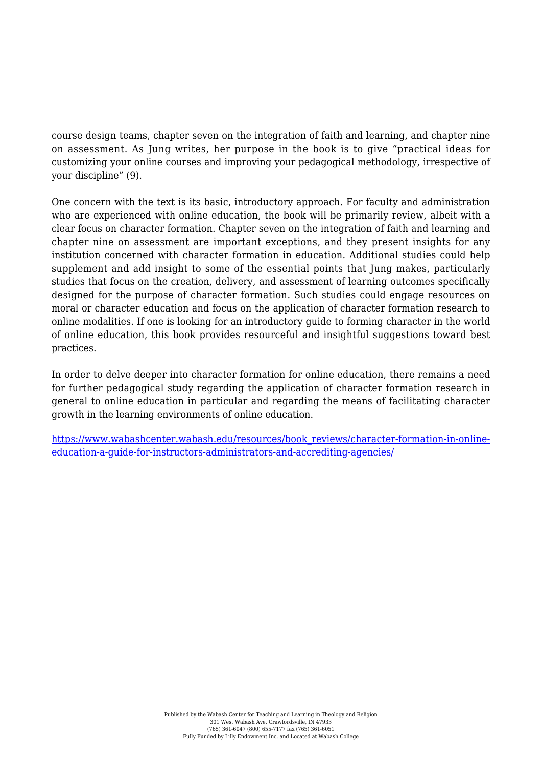course design teams, chapter seven on the integration of faith and learning, and chapter nine on assessment. As Jung writes, her purpose in the book is to give "practical ideas for customizing your online courses and improving your pedagogical methodology, irrespective of your discipline" (9).

One concern with the text is its basic, introductory approach. For faculty and administration who are experienced with online education, the book will be primarily review, albeit with a clear focus on character formation. Chapter seven on the integration of faith and learning and chapter nine on assessment are important exceptions, and they present insights for any institution concerned with character formation in education. Additional studies could help supplement and add insight to some of the essential points that Jung makes, particularly studies that focus on the creation, delivery, and assessment of learning outcomes specifically designed for the purpose of character formation. Such studies could engage resources on moral or character education and focus on the application of character formation research to online modalities. If one is looking for an introductory guide to forming character in the world of online education, this book provides resourceful and insightful suggestions toward best practices.

In order to delve deeper into character formation for online education, there remains a need for further pedagogical study regarding the application of character formation research in general to online education in particular and regarding the means of facilitating character growth in the learning environments of online education.

[https://www.wabashcenter.wabash.edu/resources/book_reviews/character-formation-in-online-education-a-guide-for-instructors-administrators-and-accrediting-agencies/](https://www.wabashcenter.wabash.edu/resources/book_reviews/character-formation-in-online-education-a-guide-for-instructors-administrators-and-accrediting-agencies/)

Published by the Wabash Center for Teaching and Learning in Theology and Religion
301 West Wabash Ave, Crawfordsville, IN 47933
(765) 361-6047 (800) 655-7177 fax (765) 361-6051
Fully Funded by Lilly Endowment Inc. and Located at Wabash College